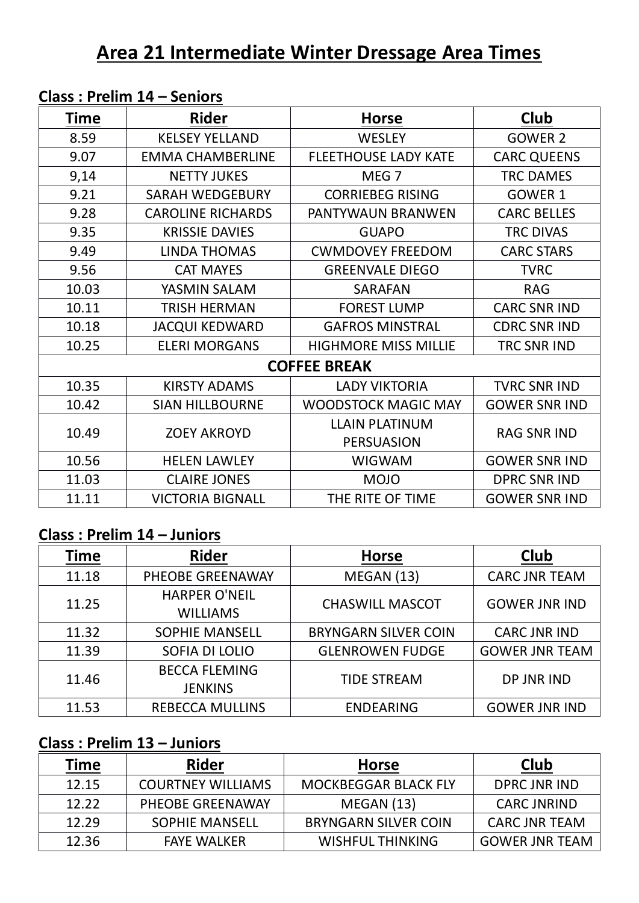# Area 21 Intermediate Winter Dressage Area Times

## Class : Prelim 14 – Seniors

| Time | Rider | Horse | Club |
|---|---|---|---|
| 8.59 | KELSEY YELLAND | WESLEY | GOWER 2 |
| 9.07 | EMMA CHAMBERLINE | FLEETHOUSE LADY KATE | CARC QUEENS |
| 9,14 | NETTY JUKES | MEG 7 | TRC DAMES |
| 9.21 | SARAH WEDGEBURY | CORRIEBEG RISING | GOWER 1 |
| 9.28 | CAROLINE RICHARDS | PANTYWAUN BRANWEN | CARC BELLES |
| 9.35 | KRISSIE DAVIES | GUAPO | TRC DIVAS |
| 9.49 | LINDA THOMAS | CWMDOVEY FREEDOM | CARC STARS |
| 9.56 | CAT MAYES | GREENVALE DIEGO | TVRC |
| 10.03 | YASMIN SALAM | SARAFAN | RAG |
| 10.11 | TRISH HERMAN | FOREST LUMP | CARC SNR IND |
| 10.18 | JACQUI KEDWARD | GAFROS MINSTRAL | CDRC SNR IND |
| 10.25 | ELERI MORGANS | HIGHMORE MISS MILLIE | TRC SNR IND |
| **COFFEE BREAK** | | | |
| 10.35 | KIRSTY ADAMS | LADY VIKTORIA | TVRC SNR IND |
| 10.42 | SIAN HILLBOURNE | WOODSTOCK MAGIC MAY | GOWER SNR IND |
| 10.49 | ZOEY AKROYD | LLAIN PLATINUM PERSUASION | RAG SNR IND |
| 10.56 | HELEN LAWLEY | WIGWAM | GOWER SNR IND |
| 11.03 | CLAIRE JONES | MOJO | DPRC SNR IND |
| 11.11 | VICTORIA BIGNALL | THE RITE OF TIME | GOWER SNR IND |

## Class : Prelim 14 – Juniors

| Time | Rider | Horse | Club |
|---|---|---|---|
| 11.18 | PHEOBE GREENAWAY | MEGAN (13) | CARC JNR TEAM |
| 11.25 | HARPER O'NEIL WILLIAMS | CHASWILL MASCOT | GOWER JNR IND |
| 11.32 | SOPHIE MANSELL | BRYNGARN SILVER COIN | CARC JNR IND |
| 11.39 | SOFIA DI LOLIO | GLENROWEN FUDGE | GOWER JNR TEAM |
| 11.46 | BECCA FLEMING JENKINS | TIDE STREAM | DP JNR IND |
| 11.53 | REBECCA MULLINS | ENDEARING | GOWER JNR IND |

## Class : Prelim 13 – Juniors

| Time | Rider | Horse | Club |
|---|---|---|---|
| 12.15 | COURTNEY WILLIAMS | MOCKBEGGAR BLACK FLY | DPRC JNR IND |
| 12.22 | PHEOBE GREENAWAY | MEGAN (13) | CARC JNRIND |
| 12.29 | SOPHIE MANSELL | BRYNGARN SILVER COIN | CARC JNR TEAM |
| 12.36 | FAYE WALKER | WISHFUL THINKING | GOWER JNR TEAM |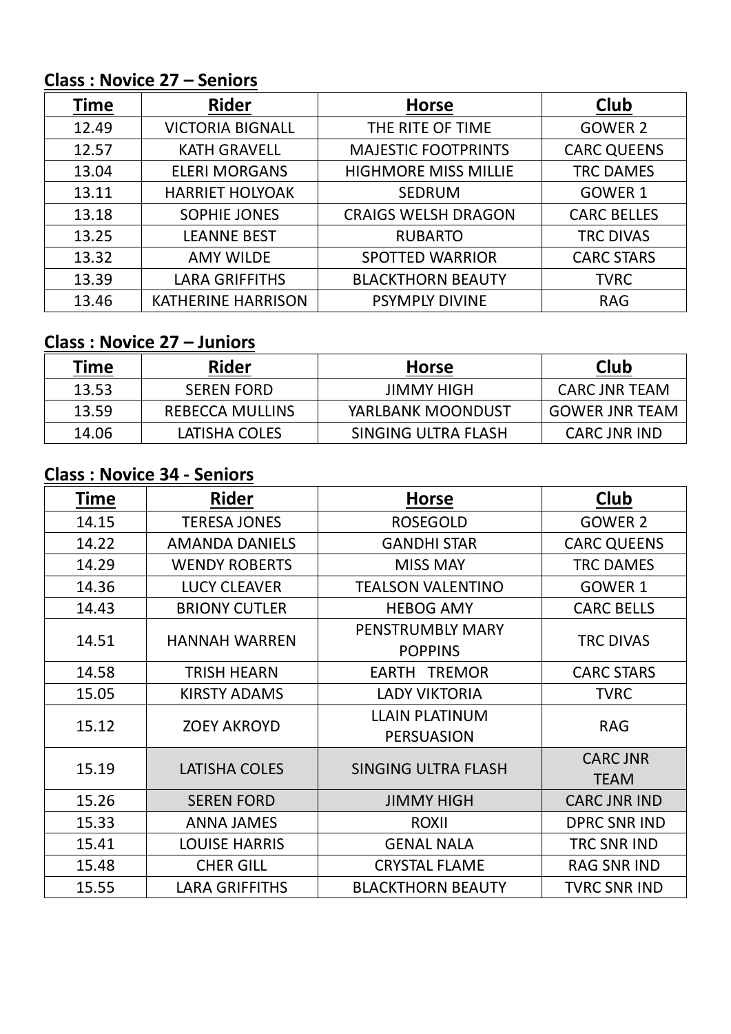## **Class : Novice 27 – Seniors**

| Time | Rider | Horse | Club |
|---|---|---|---|
| 12.49 | VICTORIA BIGNALL | THE RITE OF TIME | GOWER 2 |
| 12.57 | KATH GRAVELL | MAJESTIC FOOTPRINTS | CARC QUEENS |
| 13.04 | ELERI MORGANS | HIGHMORE MISS MILLIE | TRC DAMES |
| 13.11 | HARRIET HOLYOAK | SEDRUM | GOWER 1 |
| 13.18 | SOPHIE JONES | CRAIGS WELSH DRAGON | CARC BELLES |
| 13.25 | LEANNE BEST | RUBARTO | TRC DIVAS |
| 13.32 | AMY WILDE | SPOTTED WARRIOR | CARC STARS |
| 13.39 | LARA GRIFFITHS | BLACKTHORN BEAUTY | TVRC |
| 13.46 | KATHERINE HARRISON | PSYMPLY DIVINE | RAG |

## **Class : Novice 27 – Juniors**

| Time | Rider | Horse | Club |
|---|---|---|---|
| 13.53 | SEREN FORD | JIMMY HIGH | CARC JNR TEAM |
| 13.59 | REBECCA MULLINS | YARLBANK MOONDUST | GOWER JNR TEAM |
| 14.06 | LATISHA COLES | SINGING ULTRA FLASH | CARC JNR IND |

## **Class : Novice 34 - Seniors**

| Time | Rider | Horse | Club |
|---|---|---|---|
| 14.15 | TERESA JONES | ROSEGOLD | GOWER 2 |
| 14.22 | AMANDA DANIELS | GANDHI STAR | CARC QUEENS |
| 14.29 | WENDY ROBERTS | MISS MAY | TRC DAMES |
| 14.36 | LUCY CLEAVER | TEALSON VALENTINO | GOWER 1 |
| 14.43 | BRIONY CUTLER | HEBOG AMY | CARC BELLS |
| 14.51 | HANNAH WARREN | PENSTRUMBLY MARY POPPINS | TRC DIVAS |
| 14.58 | TRISH HEARN | EARTH TREMOR | CARC STARS |
| 15.05 | KIRSTY ADAMS | LADY VIKTORIA | TVRC |
| 15.12 | ZOEY AKROYD | LLAIN PLATINUM PERSUASION | RAG |
| 15.19 | LATISHA COLES | SINGING ULTRA FLASH | CARC JNR TEAM |
| 15.26 | SEREN FORD | JIMMY HIGH | CARC JNR IND |
| 15.33 | ANNA JAMES | ROXII | DPRC SNR IND |
| 15.41 | LOUISE HARRIS | GENAL NALA | TRC SNR IND |
| 15.48 | CHER GILL | CRYSTAL FLAME | RAG SNR IND |
| 15.55 | LARA GRIFFITHS | BLACKTHORN BEAUTY | TVRC SNR IND |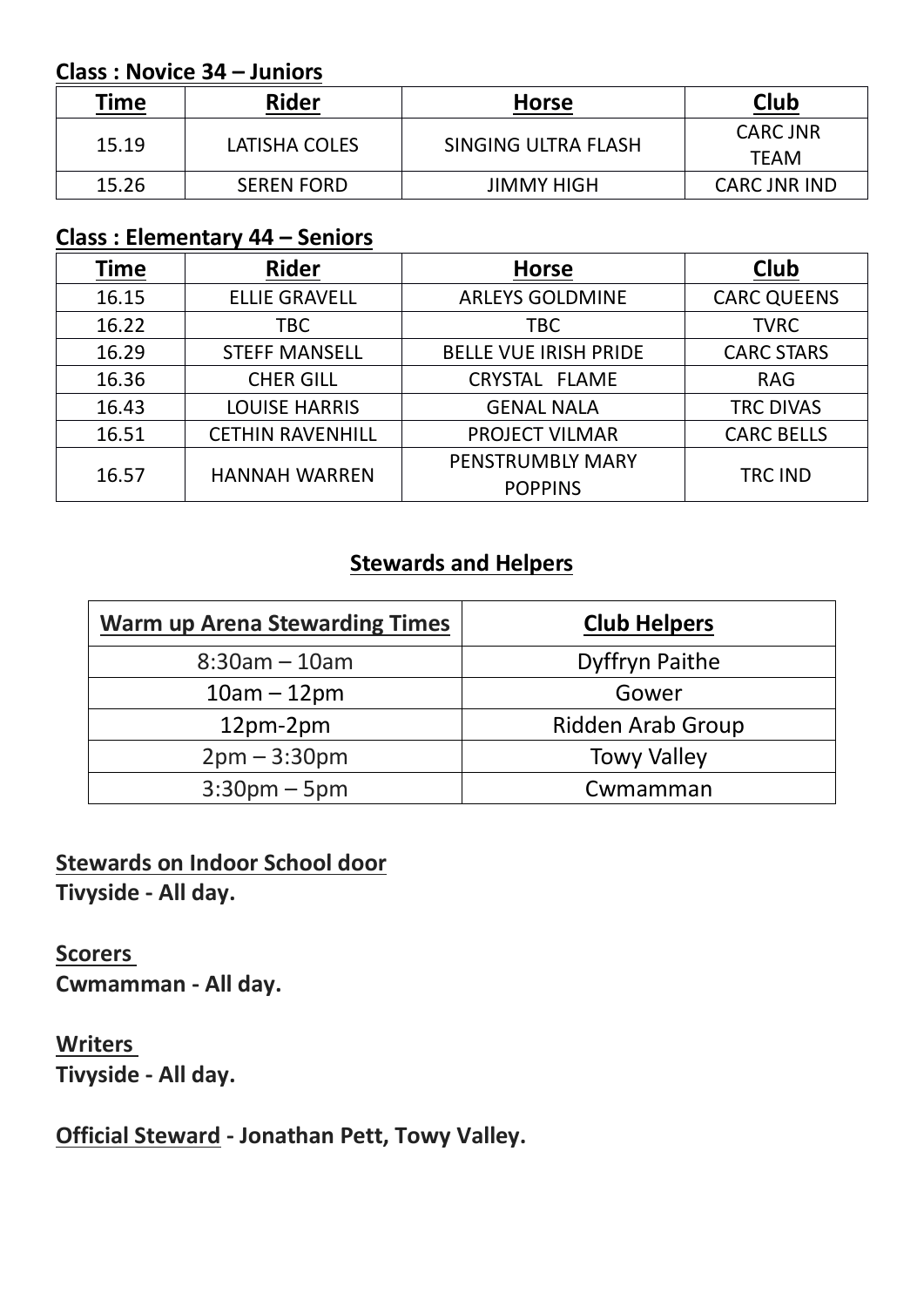**Class : Novice 34 – Juniors**

| Time | Rider | Horse | Club |
|---|---|---|---|
| 15.19 | LATISHA COLES | SINGING ULTRA FLASH | CARC JNR TEAM |
| 15.26 | SEREN FORD | JIMMY HIGH | CARC JNR IND |

**Class : Elementary 44 – Seniors**

| Time | Rider | Horse | Club |
|---|---|---|---|
| 16.15 | ELLIE GRAVELL | ARLEYS GOLDMINE | CARC QUEENS |
| 16.22 | TBC | TBC | TVRC |
| 16.29 | STEFF MANSELL | BELLE VUE IRISH PRIDE | CARC STARS |
| 16.36 | CHER GILL | CRYSTAL FLAME | RAG |
| 16.43 | LOUISE HARRIS | GENAL NALA | TRC DIVAS |
| 16.51 | CETHIN RAVENHILL | PROJECT VILMAR | CARC BELLS |
| 16.57 | HANNAH WARREN | PENSTRUMBLY MARY POPPINS | TRC IND |

## Stewards and Helpers

| Warm up Arena Stewarding Times | Club Helpers |
|---|---|
| 8:30am – 10am | Dyffryn Paithe |
| 10am – 12pm | Gower |
| 12pm-2pm | Ridden Arab Group |
| 2pm – 3:30pm | Towy Valley |
| 3:30pm – 5pm | Cwmamman |

**Stewards on Indoor School door**
**Tivyside - All day.**

**Scorers**
**Cwmamman - All day.**

**Writers**
**Tivyside - All day.**

**Official Steward - Jonathan Pett, Towy Valley.**